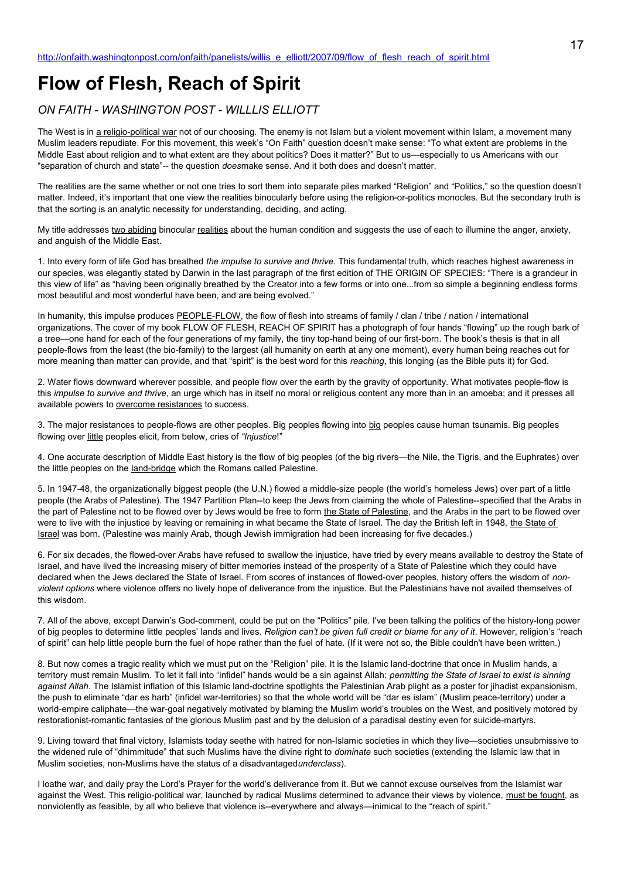http://onfaith.washingtonpost.com/onfaith/panelists/willis_e_elliott/2007/09/flow_of_flesh_reach_of_spirit.html

# Flow of Flesh, Reach of Spirit

*ON FAITH - WASHINGTON POST - WILLLIS ELLIOTT*

The West is in a religio-political war not of our choosing. The enemy is not Islam but a violent movement within Islam, a movement many Muslim leaders repudiate. For this movement, this week's "On Faith" question doesn't make sense: "To what extent are problems in the Middle East about religion and to what extent are they about politics? Does it matter?" But to us—especially to us Americans with our "separation of church and state"-- the question *does*make sense. And it both does and doesn't matter.

The realities are the same whether or not one tries to sort them into separate piles marked "Religion" and "Politics," so the question doesn't matter. Indeed, it's important that one view the realities binocularly before using the religion-or-politics monocles. But the secondary truth is that the sorting is an analytic necessity for understanding, deciding, and acting.

My title addresses two abiding binocular realities about the human condition and suggests the use of each to illumine the anger, anxiety, and anguish of the Middle East.

1. Into every form of life God has breathed *the impulse to survive and thrive*. This fundamental truth, which reaches highest awareness in our species, was elegantly stated by Darwin in the last paragraph of the first edition of THE ORIGIN OF SPECIES: "There is a grandeur in this view of life" as "having been originally breathed by the Creator into a few forms or into one...from so simple a beginning endless forms most beautiful and most wonderful have been, and are being evolved."

In humanity, this impulse produces PEOPLE-FLOW, the flow of flesh into streams of family / clan / tribe / nation / international organizations. The cover of my book FLOW OF FLESH, REACH OF SPIRIT has a photograph of four hands "flowing" up the rough bark of a tree—one hand for each of the four generations of my family, the tiny top-hand being of our first-born. The book's thesis is that in all people-flows from the least (the bio-family) to the largest (all humanity on earth at any one moment), every human being reaches out for more meaning than matter can provide, and that "spirit" is the best word for this *reaching*, this longing (as the Bible puts it) for God.

2. Water flows downward wherever possible, and people flow over the earth by the gravity of opportunity. What motivates people-flow is this *impulse to survive and thrive*, an urge which has in itself no moral or religious content any more than in an amoeba; and it presses all available powers to overcome resistances to success.

3. The major resistances to people-flows are other peoples. Big peoples flowing into big peoples cause human tsunamis. Big peoples flowing over little peoples elicit, from below, cries of *"Injustice*!"

4. One accurate description of Middle East history is the flow of big peoples (of the big rivers—the Nile, the Tigris, and the Euphrates) over the little peoples on the land-bridge which the Romans called Palestine.

5. In 1947-48, the organizationally biggest people (the U.N.) flowed a middle-size people (the world's homeless Jews) over part of a little people (the Arabs of Palestine). The 1947 Partition Plan--to keep the Jews from claiming the whole of Palestine--specified that the Arabs in the part of Palestine not to be flowed over by Jews would be free to form the State of Palestine, and the Arabs in the part to be flowed over were to live with the injustice by leaving or remaining in what became the State of Israel. The day the British left in 1948, the State of Israel was born. (Palestine was mainly Arab, though Jewish immigration had been increasing for five decades.)

6. For six decades, the flowed-over Arabs have refused to swallow the injustice, have tried by every means available to destroy the State of Israel, and have lived the increasing misery of bitter memories instead of the prosperity of a State of Palestine which they could have declared when the Jews declared the State of Israel. From scores of instances of flowed-over peoples, history offers the wisdom of *non-violent options* where violence offers no lively hope of deliverance from the injustice. But the Palestinians have not availed themselves of this wisdom.

7. All of the above, except Darwin's God-comment, could be put on the "Politics" pile. I've been talking the politics of the history-long power of big peoples to determine little peoples' lands and lives. *Religion can't be given full credit or blame for any of it*. However, religion's "reach of spirit" can help little people burn the fuel of hope rather than the fuel of hate. (If it were not so, the Bible couldn't have been written.)

8. But now comes a tragic reality which we must put on the "Religion" pile. It is the Islamic land-doctrine that once in Muslim hands, a territory must remain Muslim. To let it fall into "infidel" hands would be a sin against Allah: *permitting the State of Israel to exist is sinning against Allah*. The Islamist inflation of this Islamic land-doctrine spotlights the Palestinian Arab plight as a poster for jihadist expansionism, the push to eliminate "dar es harb" (infidel war-territories) so that the whole world will be "dar es islam" (Muslim peace-territory) under a world-empire caliphate—the war-goal negatively motivated by blaming the Muslim world's troubles on the West, and positively motored by restorationist-romantic fantasies of the glorious Muslim past and by the delusion of a paradisal destiny even for suicide-martyrs.

9. Living toward that final victory, Islamists today seethe with hatred for non-Islamic societies in which they live—societies unsubmissive to the widened rule of "dhimmitude" that such Muslims have the divine right to *dominate* such societies (extending the Islamic law that in Muslim societies, non-Muslims have the status of a disadvantaged*underclass*).

I loathe war, and daily pray the Lord's Prayer for the world's deliverance from it. But we cannot excuse ourselves from the Islamist war against the West. This religio-political war, launched by radical Muslims determined to advance their views by violence, must be fought, as nonviolently as feasible, by all who believe that violence is--everywhere and always—inimical to the "reach of spirit."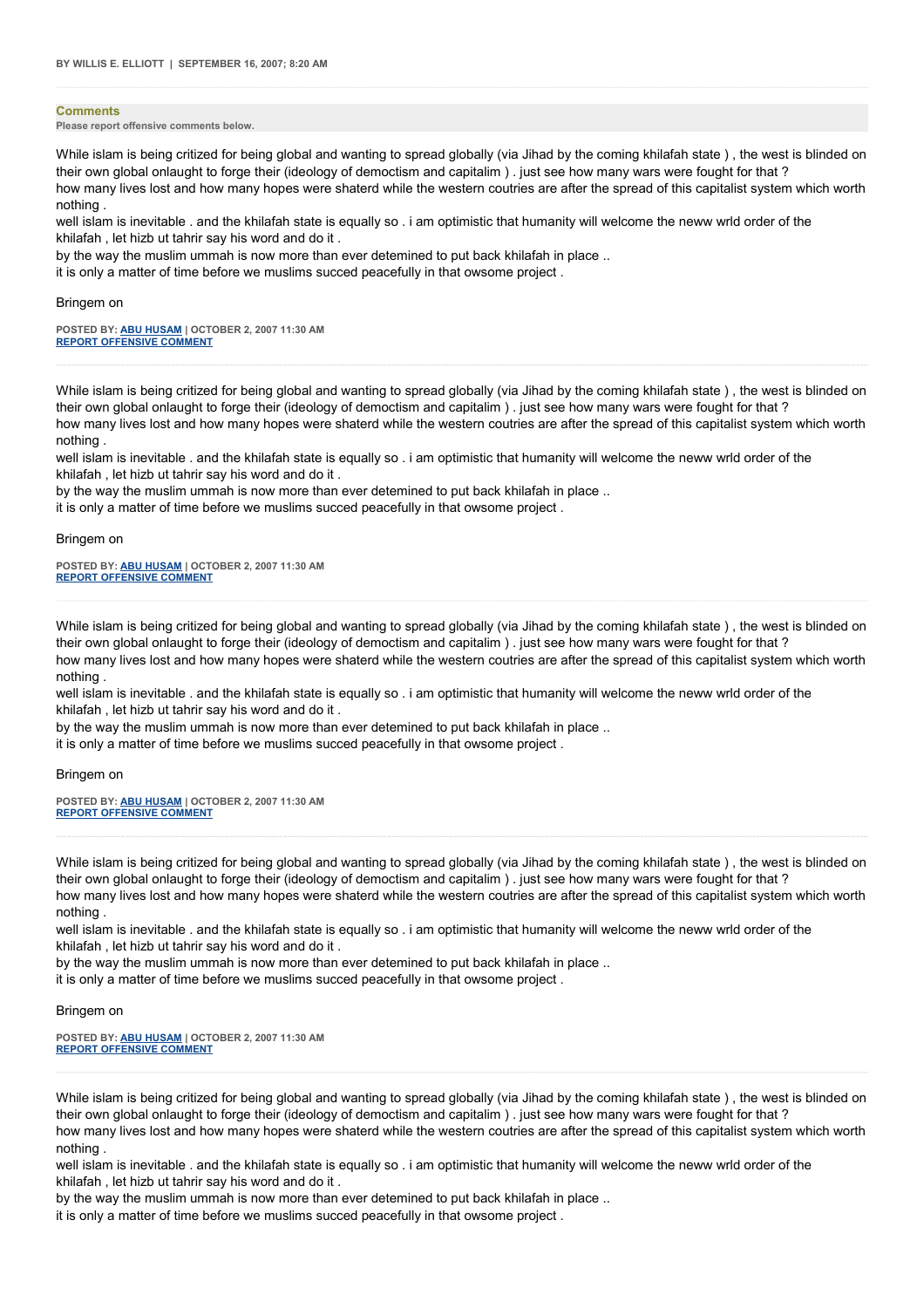BY WILLIS E. ELLIOTT | SEPTEMBER 16, 2007; 8:20 AM

---

**Comments**

**Please report offensive comments below.**

While islam is being critized for being global and wanting to spread globally (via Jihad by the coming khilafah state ) , the west is blinded on their own global onlaught to forge their (ideology of democtism and capitalim ) . just see how many wars were fought for that ?
how many lives lost and how many hopes were shaterd while the western coutries are after the spread of this capitalist system which worth nothing .
well islam is inevitable . and the khilafah state is equally so . i am optimistic that humanity will welcome the neww wrld order of the khilafah , let hizb ut tahrir say his word and do it .
by the way the muslim ummah is now more than ever detemined to put back khilafah in place ..
it is only a matter of time before we muslims succed peacefully in that owsome project .

Bringem on

**POSTED BY: ABU HUSAM | OCTOBER 2, 2007 11:30 AM**
**REPORT OFFENSIVE COMMENT**

---

While islam is being critized for being global and wanting to spread globally (via Jihad by the coming khilafah state ) , the west is blinded on their own global onlaught to forge their (ideology of democtism and capitalim ) . just see how many wars were fought for that ?
how many lives lost and how many hopes were shaterd while the western coutries are after the spread of this capitalist system which worth nothing .
well islam is inevitable . and the khilafah state is equally so . i am optimistic that humanity will welcome the neww wrld order of the khilafah , let hizb ut tahrir say his word and do it .
by the way the muslim ummah is now more than ever detemined to put back khilafah in place ..
it is only a matter of time before we muslims succed peacefully in that owsome project .

Bringem on

**POSTED BY: ABU HUSAM | OCTOBER 2, 2007 11:30 AM**
**REPORT OFFENSIVE COMMENT**

---

While islam is being critized for being global and wanting to spread globally (via Jihad by the coming khilafah state ) , the west is blinded on their own global onlaught to forge their (ideology of democtism and capitalim ) . just see how many wars were fought for that ?
how many lives lost and how many hopes were shaterd while the western coutries are after the spread of this capitalist system which worth nothing .
well islam is inevitable . and the khilafah state is equally so . i am optimistic that humanity will welcome the neww wrld order of the khilafah , let hizb ut tahrir say his word and do it .
by the way the muslim ummah is now more than ever detemined to put back khilafah in place ..
it is only a matter of time before we muslims succed peacefully in that owsome project .

Bringem on

**POSTED BY: ABU HUSAM | OCTOBER 2, 2007 11:30 AM**
**REPORT OFFENSIVE COMMENT**

---

While islam is being critized for being global and wanting to spread globally (via Jihad by the coming khilafah state ) , the west is blinded on their own global onlaught to forge their (ideology of democtism and capitalim ) . just see how many wars were fought for that ?
how many lives lost and how many hopes were shaterd while the western coutries are after the spread of this capitalist system which worth nothing .
well islam is inevitable . and the khilafah state is equally so . i am optimistic that humanity will welcome the neww wrld order of the khilafah , let hizb ut tahrir say his word and do it .
by the way the muslim ummah is now more than ever detemined to put back khilafah in place ..
it is only a matter of time before we muslims succed peacefully in that owsome project .

Bringem on

**POSTED BY: ABU HUSAM | OCTOBER 2, 2007 11:30 AM**
**REPORT OFFENSIVE COMMENT**

---

While islam is being critized for being global and wanting to spread globally (via Jihad by the coming khilafah state ) , the west is blinded on their own global onlaught to forge their (ideology of democtism and capitalim ) . just see how many wars were fought for that ?
how many lives lost and how many hopes were shaterd while the western coutries are after the spread of this capitalist system which worth nothing .
well islam is inevitable . and the khilafah state is equally so . i am optimistic that humanity will welcome the neww wrld order of the khilafah , let hizb ut tahrir say his word and do it .
by the way the muslim ummah is now more than ever detemined to put back khilafah in place ..
it is only a matter of time before we muslims succed peacefully in that owsome project .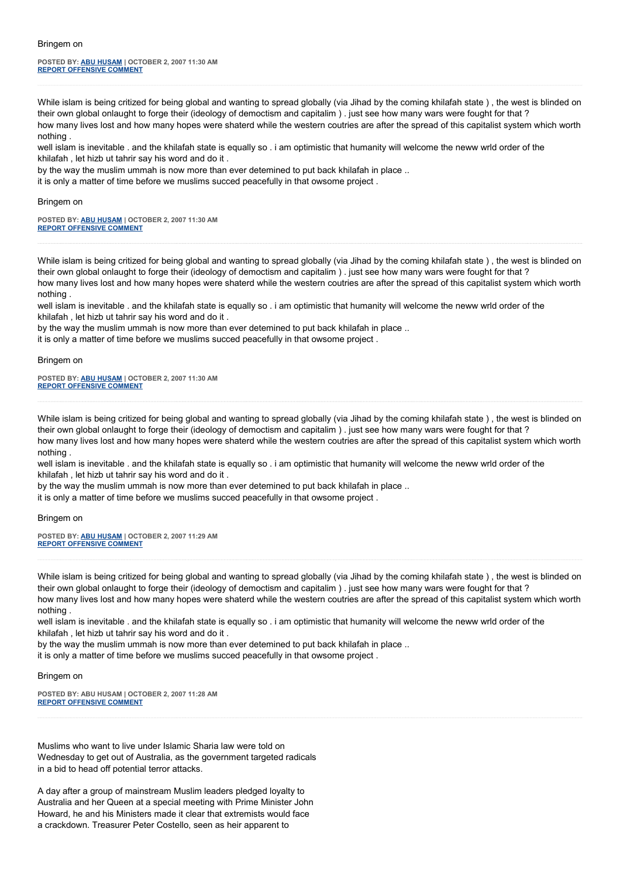Bringem on

**POSTED BY: ABU HUSAM | OCTOBER 2, 2007 11:30 AM**
**REPORT OFFENSIVE COMMENT**

---

While islam is being critized for being global and wanting to spread globally (via Jihad by the coming khilafah state ) , the west is blinded on their own global onlaught to forge their (ideology of democtism and capitalim ) . just see how many wars were fought for that ?
how many lives lost and how many hopes were shaterd while the western coutries are after the spread of this capitalist system which worth nothing .
well islam is inevitable . and the khilafah state is equally so . i am optimistic that humanity will welcome the neww wrld order of the khilafah , let hizb ut tahrir say his word and do it .
by the way the muslim ummah is now more than ever detemined to put back khilafah in place ..
it is only a matter of time before we muslims succed peacefully in that owsome project .

Bringem on

**POSTED BY: ABU HUSAM | OCTOBER 2, 2007 11:30 AM**
**REPORT OFFENSIVE COMMENT**

---

While islam is being critized for being global and wanting to spread globally (via Jihad by the coming khilafah state ) , the west is blinded on their own global onlaught to forge their (ideology of democtism and capitalim ) . just see how many wars were fought for that ?
how many lives lost and how many hopes were shaterd while the western coutries are after the spread of this capitalist system which worth nothing .
well islam is inevitable . and the khilafah state is equally so . i am optimistic that humanity will welcome the neww wrld order of the khilafah , let hizb ut tahrir say his word and do it .
by the way the muslim ummah is now more than ever detemined to put back khilafah in place ..
it is only a matter of time before we muslims succed peacefully in that owsome project .

Bringem on

**POSTED BY: ABU HUSAM | OCTOBER 2, 2007 11:30 AM**
**REPORT OFFENSIVE COMMENT**

---

While islam is being critized for being global and wanting to spread globally (via Jihad by the coming khilafah state ) , the west is blinded on their own global onlaught to forge their (ideology of democtism and capitalim ) . just see how many wars were fought for that ?
how many lives lost and how many hopes were shaterd while the western coutries are after the spread of this capitalist system which worth nothing .
well islam is inevitable . and the khilafah state is equally so . i am optimistic that humanity will welcome the neww wrld order of the khilafah , let hizb ut tahrir say his word and do it .
by the way the muslim ummah is now more than ever detemined to put back khilafah in place ..
it is only a matter of time before we muslims succed peacefully in that owsome project .

Bringem on

**POSTED BY: ABU HUSAM | OCTOBER 2, 2007 11:29 AM**
**REPORT OFFENSIVE COMMENT**

---

While islam is being critized for being global and wanting to spread globally (via Jihad by the coming khilafah state ) , the west is blinded on their own global onlaught to forge their (ideology of democtism and capitalim ) . just see how many wars were fought for that ?
how many lives lost and how many hopes were shaterd while the western coutries are after the spread of this capitalist system which worth nothing .
well islam is inevitable . and the khilafah state is equally so . i am optimistic that humanity will welcome the neww wrld order of the khilafah , let hizb ut tahrir say his word and do it .
by the way the muslim ummah is now more than ever detemined to put back khilafah in place ..
it is only a matter of time before we muslims succed peacefully in that owsome project .

Bringem on

**POSTED BY: ABU HUSAM | OCTOBER 2, 2007 11:28 AM**
**REPORT OFFENSIVE COMMENT**

---

Muslims who want to live under Islamic Sharia law were told on Wednesday to get out of Australia, as the government targeted radicals in a bid to head off potential terror attacks.

A day after a group of mainstream Muslim leaders pledged loyalty to Australia and her Queen at a special meeting with Prime Minister John Howard, he and his Ministers made it clear that extremists would face a crackdown. Treasurer Peter Costello, seen as heir apparent to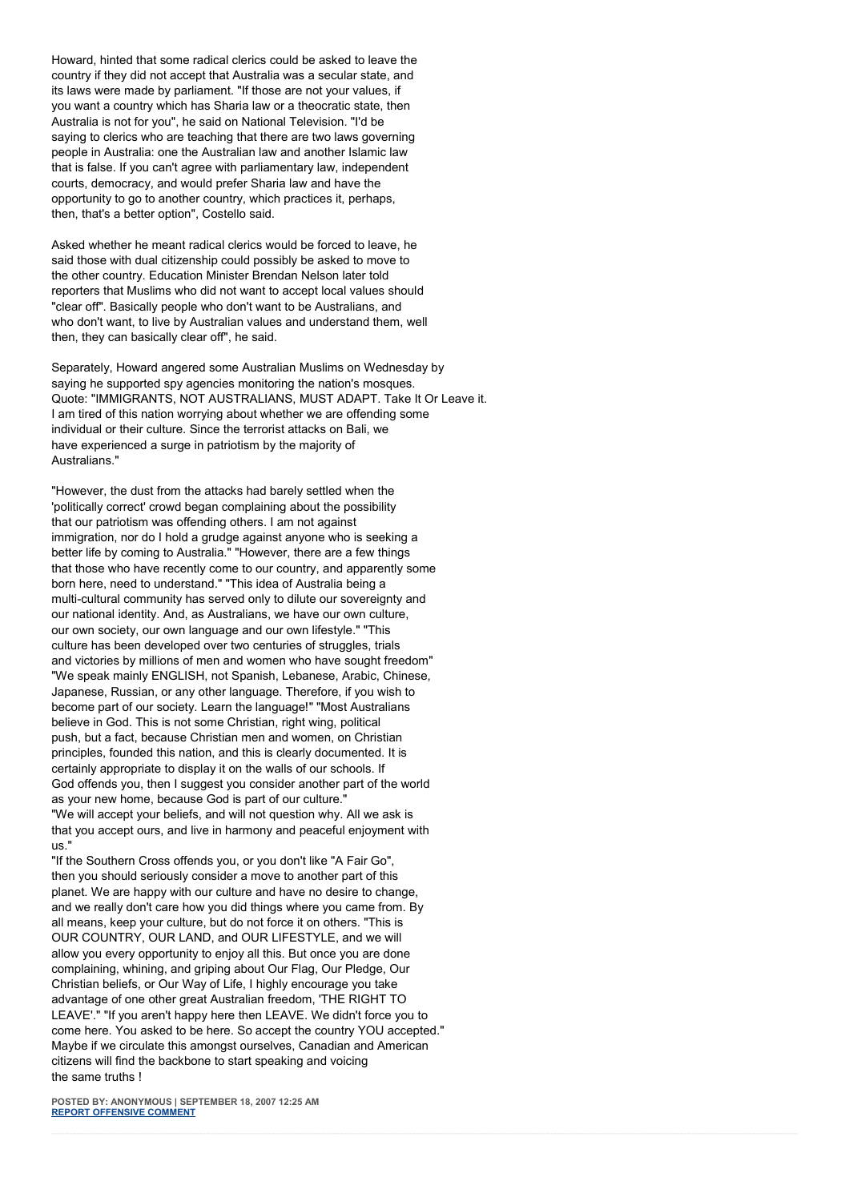Howard, hinted that some radical clerics could be asked to leave the country if they did not accept that Australia was a secular state, and its laws were made by parliament. "If those are not your values, if you want a country which has Sharia law or a theocratic state, then Australia is not for you", he said on National Television. "I'd be saying to clerics who are teaching that there are two laws governing people in Australia: one the Australian law and another Islamic law that is false. If you can't agree with parliamentary law, independent courts, democracy, and would prefer Sharia law and have the opportunity to go to another country, which practices it, perhaps, then, that's a better option", Costello said.

Asked whether he meant radical clerics would be forced to leave, he said those with dual citizenship could possibly be asked to move to the other country. Education Minister Brendan Nelson later told reporters that Muslims who did not want to accept local values should "clear off". Basically people who don't want to be Australians, and who don't want, to live by Australian values and understand them, well then, they can basically clear off", he said.

Separately, Howard angered some Australian Muslims on Wednesday by saying he supported spy agencies monitoring the nation's mosques. Quote: "IMMIGRANTS, NOT AUSTRALIANS, MUST ADAPT. Take It Or Leave it. I am tired of this nation worrying about whether we are offending some individual or their culture. Since the terrorist attacks on Bali, we have experienced a surge in patriotism by the majority of Australians."

"However, the dust from the attacks had barely settled when the 'politically correct' crowd began complaining about the possibility that our patriotism was offending others. I am not against immigration, nor do I hold a grudge against anyone who is seeking a better life by coming to Australia." "However, there are a few things that those who have recently come to our country, and apparently some born here, need to understand." "This idea of Australia being a multi-cultural community has served only to dilute our sovereignty and our national identity. And, as Australians, we have our own culture, our own society, our own language and our own lifestyle." "This culture has been developed over two centuries of struggles, trials and victories by millions of men and women who have sought freedom" "We speak mainly ENGLISH, not Spanish, Lebanese, Arabic, Chinese, Japanese, Russian, or any other language. Therefore, if you wish to become part of our society. Learn the language!" "Most Australians believe in God. This is not some Christian, right wing, political push, but a fact, because Christian men and women, on Christian principles, founded this nation, and this is clearly documented. It is certainly appropriate to display it on the walls of our schools. If God offends you, then I suggest you consider another part of the world as your new home, because God is part of our culture."
"We will accept your beliefs, and will not question why. All we ask is that you accept ours, and live in harmony and peaceful enjoyment with us."
"If the Southern Cross offends you, or you don't like "A Fair Go", then you should seriously consider a move to another part of this planet. We are happy with our culture and have no desire to change, and we really don't care how you did things where you came from. By all means, keep your culture, but do not force it on others. "This is OUR COUNTRY, OUR LAND, and OUR LIFESTYLE, and we will allow you every opportunity to enjoy all this. But once you are done complaining, whining, and griping about Our Flag, Our Pledge, Our Christian beliefs, or Our Way of Life, I highly encourage you take advantage of one other great Australian freedom, 'THE RIGHT TO LEAVE'." "If you aren't happy here then LEAVE. We didn't force you to come here. You asked to be here. So accept the country YOU accepted." Maybe if we circulate this amongst ourselves, Canadian and American citizens will find the backbone to start speaking and voicing the same truths !

**POSTED BY: ANONYMOUS | SEPTEMBER 18, 2007 12:25 AM**
**REPORT OFFENSIVE COMMENT**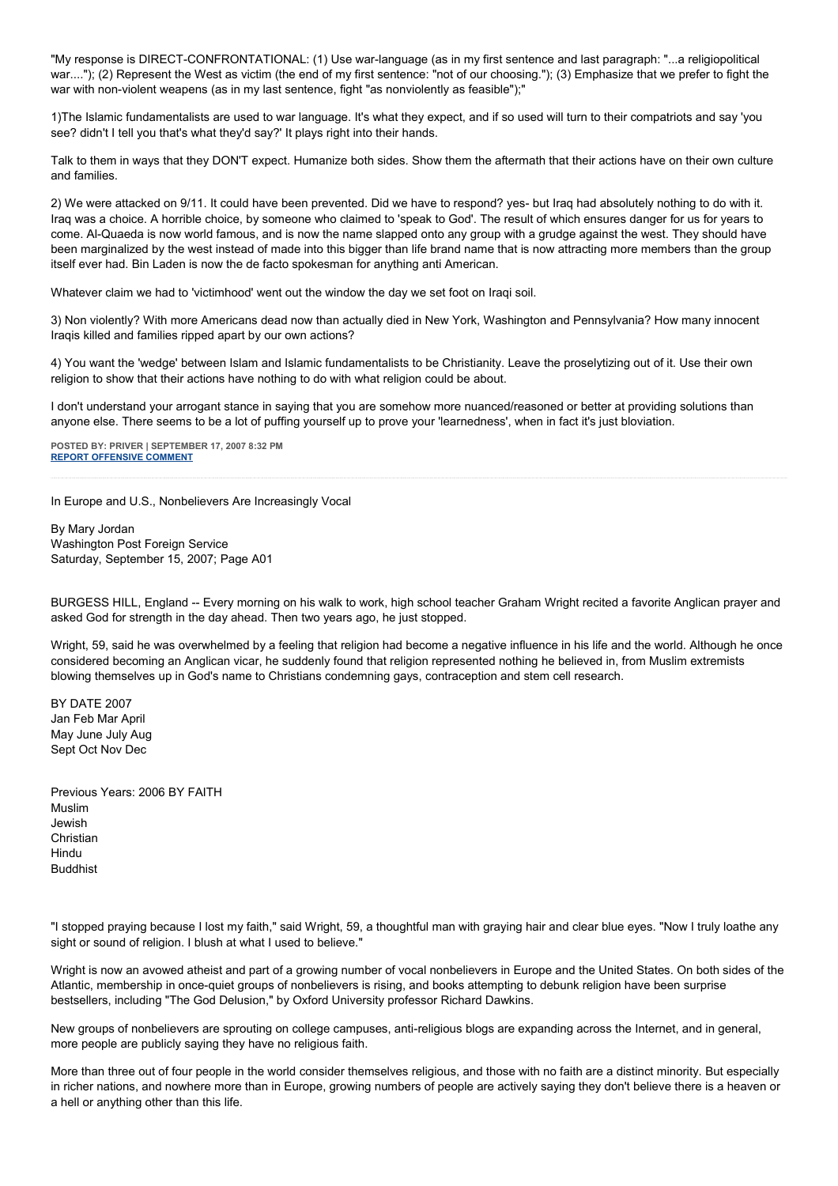"My response is DIRECT-CONFRONTATIONAL: (1) Use war-language (as in my first sentence and last paragraph: "...a religiopolitical war...."); (2) Represent the West as victim (the end of my first sentence: "not of our choosing."); (3) Emphasize that we prefer to fight the war with non-violent weapens (as in my last sentence, fight "as nonviolently as feasible");"

1)The Islamic fundamentalists are used to war language. It's what they expect, and if so used will turn to their compatriots and say 'you see? didn't I tell you that's what they'd say?' It plays right into their hands.

Talk to them in ways that they DON'T expect. Humanize both sides. Show them the aftermath that their actions have on their own culture and families.

2) We were attacked on 9/11. It could have been prevented. Did we have to respond? yes- but Iraq had absolutely nothing to do with it. Iraq was a choice. A horrible choice, by someone who claimed to 'speak to God'. The result of which ensures danger for us for years to come. Al-Quaeda is now world famous, and is now the name slapped onto any group with a grudge against the west. They should have been marginalized by the west instead of made into this bigger than life brand name that is now attracting more members than the group itself ever had. Bin Laden is now the de facto spokesman for anything anti American.

Whatever claim we had to 'victimhood' went out the window the day we set foot on Iraqi soil.

3) Non violently? With more Americans dead now than actually died in New York, Washington and Pennsylvania? How many innocent Iraqis killed and families ripped apart by our own actions?

4) You want the 'wedge' between Islam and Islamic fundamentalists to be Christianity. Leave the proselytizing out of it. Use their own religion to show that their actions have nothing to do with what religion could be about.

I don't understand your arrogant stance in saying that you are somehow more nuanced/reasoned or better at providing solutions than anyone else. There seems to be a lot of puffing yourself up to prove your 'learnedness', when in fact it's just bloviation.

**POSTED BY: PRIVER | SEPTEMBER 17, 2007 8:32 PM**
**REPORT OFFENSIVE COMMENT**

---

In Europe and U.S., Nonbelievers Are Increasingly Vocal

By Mary Jordan
Washington Post Foreign Service
Saturday, September 15, 2007; Page A01

BURGESS HILL, England -- Every morning on his walk to work, high school teacher Graham Wright recited a favorite Anglican prayer and asked God for strength in the day ahead. Then two years ago, he just stopped.

Wright, 59, said he was overwhelmed by a feeling that religion had become a negative influence in his life and the world. Although he once considered becoming an Anglican vicar, he suddenly found that religion represented nothing he believed in, from Muslim extremists blowing themselves up in God's name to Christians condemning gays, contraception and stem cell research.

BY DATE 2007
Jan Feb Mar April
May June July Aug
Sept Oct Nov Dec

Previous Years: 2006 BY FAITH
Muslim
Jewish
Christian
Hindu
Buddhist

"I stopped praying because I lost my faith," said Wright, 59, a thoughtful man with graying hair and clear blue eyes. "Now I truly loathe any sight or sound of religion. I blush at what I used to believe."

Wright is now an avowed atheist and part of a growing number of vocal nonbelievers in Europe and the United States. On both sides of the Atlantic, membership in once-quiet groups of nonbelievers is rising, and books attempting to debunk religion have been surprise bestsellers, including "The God Delusion," by Oxford University professor Richard Dawkins.

New groups of nonbelievers are sprouting on college campuses, anti-religious blogs are expanding across the Internet, and in general, more people are publicly saying they have no religious faith.

More than three out of four people in the world consider themselves religious, and those with no faith are a distinct minority. But especially in richer nations, and nowhere more than in Europe, growing numbers of people are actively saying they don't believe there is a heaven or a hell or anything other than this life.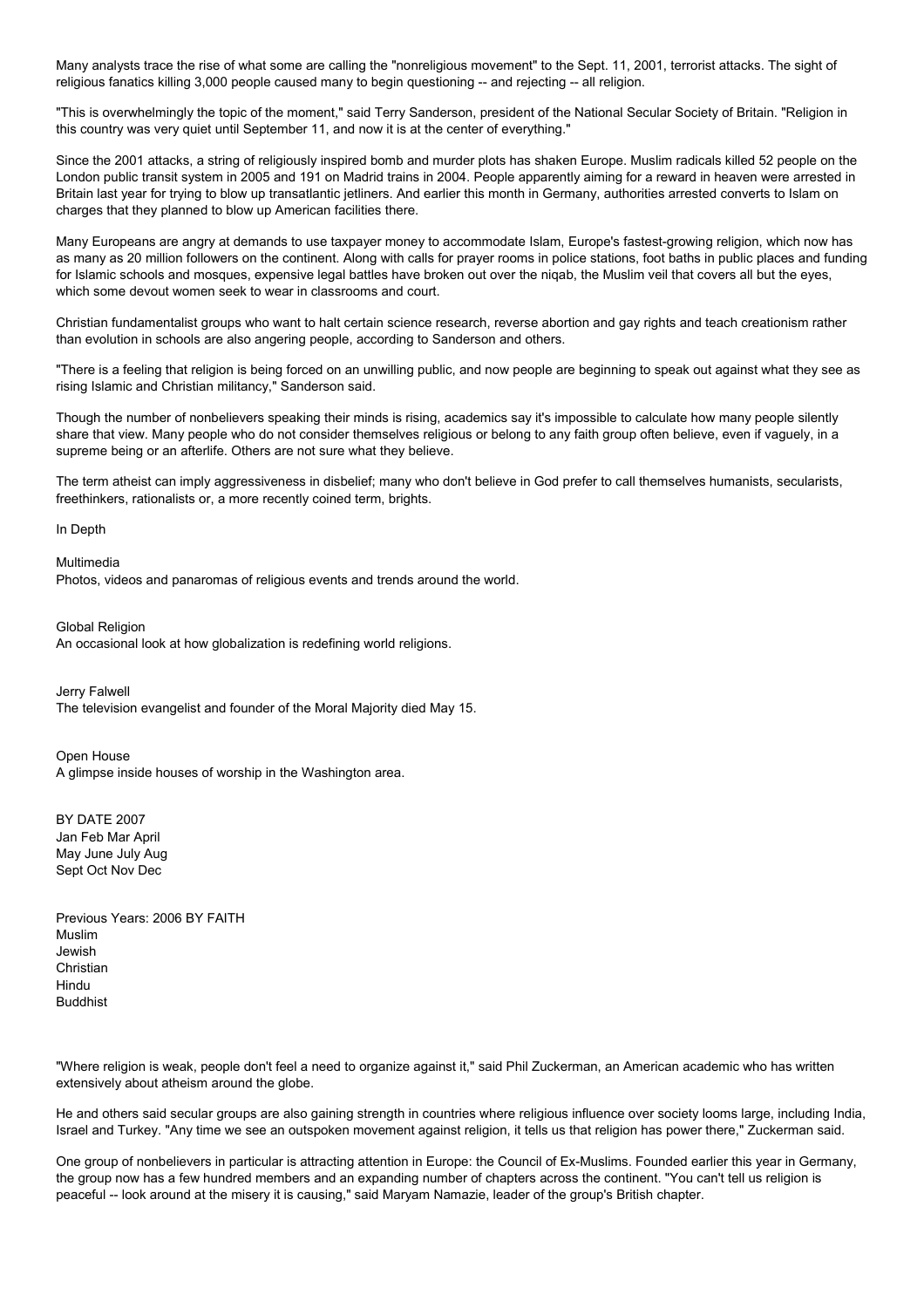Many analysts trace the rise of what some are calling the "nonreligious movement" to the Sept. 11, 2001, terrorist attacks. The sight of religious fanatics killing 3,000 people caused many to begin questioning -- and rejecting -- all religion.

"This is overwhelmingly the topic of the moment," said Terry Sanderson, president of the National Secular Society of Britain. "Religion in this country was very quiet until September 11, and now it is at the center of everything."

Since the 2001 attacks, a string of religiously inspired bomb and murder plots has shaken Europe. Muslim radicals killed 52 people on the London public transit system in 2005 and 191 on Madrid trains in 2004. People apparently aiming for a reward in heaven were arrested in Britain last year for trying to blow up transatlantic jetliners. And earlier this month in Germany, authorities arrested converts to Islam on charges that they planned to blow up American facilities there.

Many Europeans are angry at demands to use taxpayer money to accommodate Islam, Europe's fastest-growing religion, which now has as many as 20 million followers on the continent. Along with calls for prayer rooms in police stations, foot baths in public places and funding for Islamic schools and mosques, expensive legal battles have broken out over the niqab, the Muslim veil that covers all but the eyes, which some devout women seek to wear in classrooms and court.

Christian fundamentalist groups who want to halt certain science research, reverse abortion and gay rights and teach creationism rather than evolution in schools are also angering people, according to Sanderson and others.

"There is a feeling that religion is being forced on an unwilling public, and now people are beginning to speak out against what they see as rising Islamic and Christian militancy," Sanderson said.

Though the number of nonbelievers speaking their minds is rising, academics say it's impossible to calculate how many people silently share that view. Many people who do not consider themselves religious or belong to any faith group often believe, even if vaguely, in a supreme being or an afterlife. Others are not sure what they believe.

The term atheist can imply aggressiveness in disbelief; many who don't believe in God prefer to call themselves humanists, secularists, freethinkers, rationalists or, a more recently coined term, brights.

In Depth

Multimedia
Photos, videos and panaromas of religious events and trends around the world.

Global Religion
An occasional look at how globalization is redefining world religions.

Jerry Falwell
The television evangelist and founder of the Moral Majority died May 15.

Open House
A glimpse inside houses of worship in the Washington area.

BY DATE 2007
Jan Feb Mar April
May June July Aug
Sept Oct Nov Dec

Previous Years: 2006 BY FAITH
Muslim
Jewish
Christian
Hindu
Buddhist

"Where religion is weak, people don't feel a need to organize against it," said Phil Zuckerman, an American academic who has written extensively about atheism around the globe.

He and others said secular groups are also gaining strength in countries where religious influence over society looms large, including India, Israel and Turkey. "Any time we see an outspoken movement against religion, it tells us that religion has power there," Zuckerman said.

One group of nonbelievers in particular is attracting attention in Europe: the Council of Ex-Muslims. Founded earlier this year in Germany, the group now has a few hundred members and an expanding number of chapters across the continent. "You can't tell us religion is peaceful -- look around at the misery it is causing," said Maryam Namazie, leader of the group's British chapter.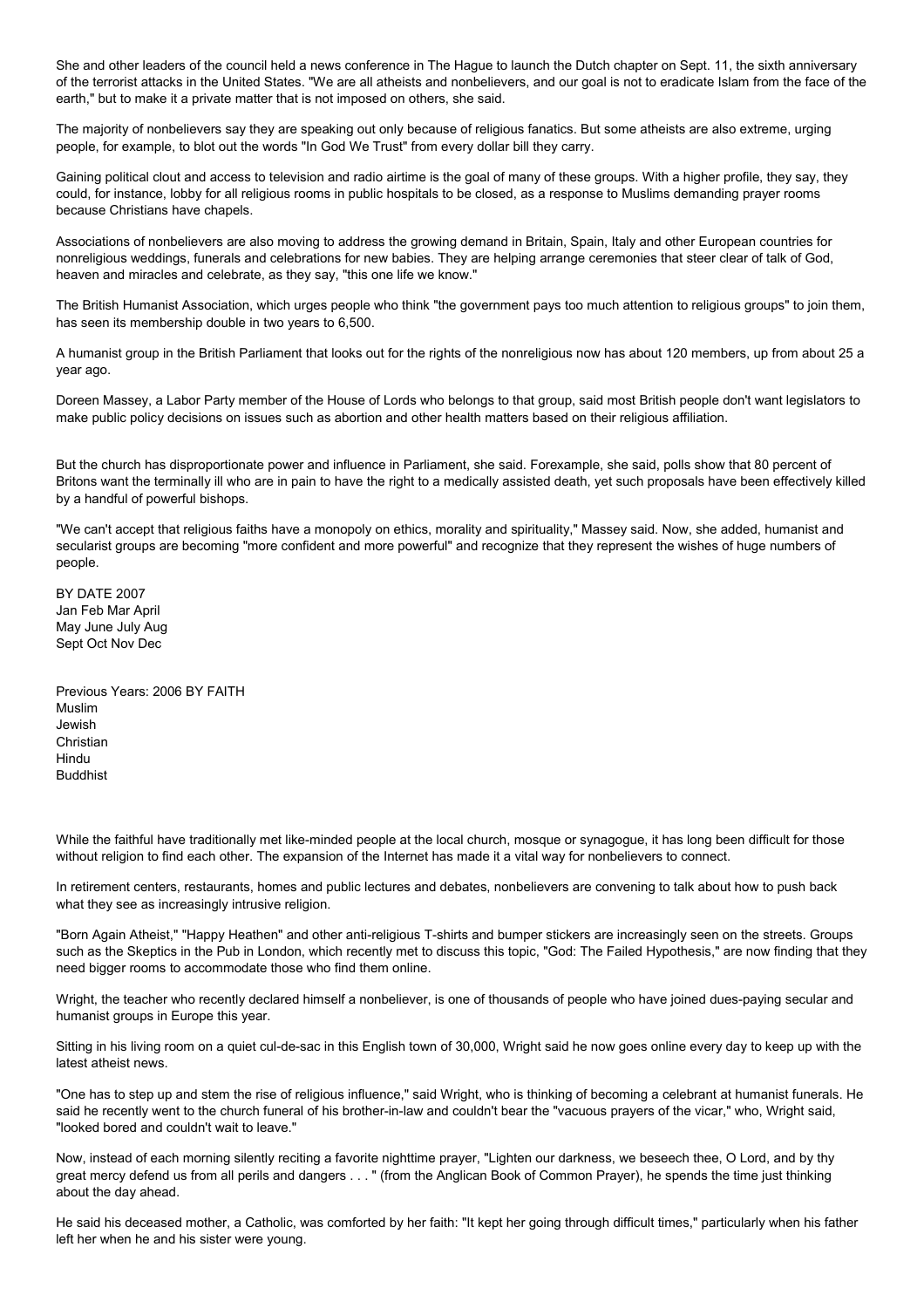She and other leaders of the council held a news conference in The Hague to launch the Dutch chapter on Sept. 11, the sixth anniversary of the terrorist attacks in the United States. "We are all atheists and nonbelievers, and our goal is not to eradicate Islam from the face of the earth," but to make it a private matter that is not imposed on others, she said.

The majority of nonbelievers say they are speaking out only because of religious fanatics. But some atheists are also extreme, urging people, for example, to blot out the words "In God We Trust" from every dollar bill they carry.

Gaining political clout and access to television and radio airtime is the goal of many of these groups. With a higher profile, they say, they could, for instance, lobby for all religious rooms in public hospitals to be closed, as a response to Muslims demanding prayer rooms because Christians have chapels.

Associations of nonbelievers are also moving to address the growing demand in Britain, Spain, Italy and other European countries for nonreligious weddings, funerals and celebrations for new babies. They are helping arrange ceremonies that steer clear of talk of God, heaven and miracles and celebrate, as they say, "this one life we know."

The British Humanist Association, which urges people who think "the government pays too much attention to religious groups" to join them, has seen its membership double in two years to 6,500.

A humanist group in the British Parliament that looks out for the rights of the nonreligious now has about 120 members, up from about 25 a year ago.

Doreen Massey, a Labor Party member of the House of Lords who belongs to that group, said most British people don't want legislators to make public policy decisions on issues such as abortion and other health matters based on their religious affiliation.

But the church has disproportionate power and influence in Parliament, she said. Forexample, she said, polls show that 80 percent of Britons want the terminally ill who are in pain to have the right to a medically assisted death, yet such proposals have been effectively killed by a handful of powerful bishops.

"We can't accept that religious faiths have a monopoly on ethics, morality and spirituality," Massey said. Now, she added, humanist and secularist groups are becoming "more confident and more powerful" and recognize that they represent the wishes of huge numbers of people.

BY DATE 2007
Jan Feb Mar April
May June July Aug
Sept Oct Nov Dec

Previous Years: 2006 BY FAITH
Muslim
Jewish
Christian
Hindu
Buddhist

While the faithful have traditionally met like-minded people at the local church, mosque or synagogue, it has long been difficult for those without religion to find each other. The expansion of the Internet has made it a vital way for nonbelievers to connect.

In retirement centers, restaurants, homes and public lectures and debates, nonbelievers are convening to talk about how to push back what they see as increasingly intrusive religion.

"Born Again Atheist," "Happy Heathen" and other anti-religious T-shirts and bumper stickers are increasingly seen on the streets. Groups such as the Skeptics in the Pub in London, which recently met to discuss this topic, "God: The Failed Hypothesis," are now finding that they need bigger rooms to accommodate those who find them online.

Wright, the teacher who recently declared himself a nonbeliever, is one of thousands of people who have joined dues-paying secular and humanist groups in Europe this year.

Sitting in his living room on a quiet cul-de-sac in this English town of 30,000, Wright said he now goes online every day to keep up with the latest atheist news.

"One has to step up and stem the rise of religious influence," said Wright, who is thinking of becoming a celebrant at humanist funerals. He said he recently went to the church funeral of his brother-in-law and couldn't bear the "vacuous prayers of the vicar," who, Wright said, "looked bored and couldn't wait to leave."

Now, instead of each morning silently reciting a favorite nighttime prayer, "Lighten our darkness, we beseech thee, O Lord, and by thy great mercy defend us from all perils and dangers . . . " (from the Anglican Book of Common Prayer), he spends the time just thinking about the day ahead.

He said his deceased mother, a Catholic, was comforted by her faith: "It kept her going through difficult times," particularly when his father left her when he and his sister were young.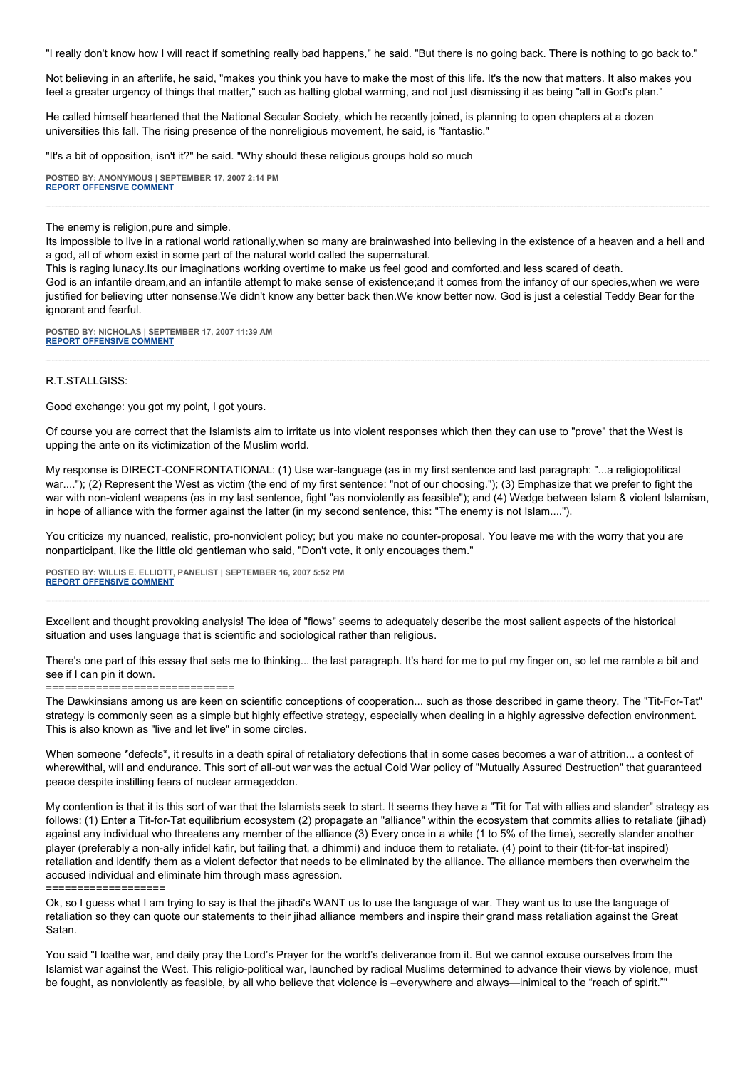"I really don't know how I will react if something really bad happens," he said. "But there is no going back. There is nothing to go back to."

Not believing in an afterlife, he said, "makes you think you have to make the most of this life. It's the now that matters. It also makes you feel a greater urgency of things that matter," such as halting global warming, and not just dismissing it as being "all in God's plan."

He called himself heartened that the National Secular Society, which he recently joined, is planning to open chapters at a dozen universities this fall. The rising presence of the nonreligious movement, he said, is "fantastic."

"It's a bit of opposition, isn't it?" he said. "Why should these religious groups hold so much

**POSTED BY: ANONYMOUS | SEPTEMBER 17, 2007 2:14 PM**
**REPORT OFFENSIVE COMMENT**

---

The enemy is religion,pure and simple.
Its impossible to live in a rational world rationally,when so many are brainwashed into believing in the existence of a heaven and a hell and a god, all of whom exist in some part of the natural world called the supernatural.
This is raging lunacy.Its our imaginations working overtime to make us feel good and comforted,and less scared of death.
God is an infantile dream,and an infantile attempt to make sense of existence;and it comes from the infancy of our species,when we were justified for believing utter nonsense.We didn't know any better back then.We know better now. God is just a celestial Teddy Bear for the ignorant and fearful.

**POSTED BY: NICHOLAS | SEPTEMBER 17, 2007 11:39 AM**
**REPORT OFFENSIVE COMMENT**

---

R.T.STALLGISS:

Good exchange: you got my point, I got yours.

Of course you are correct that the Islamists aim to irritate us into violent responses which then they can use to "prove" that the West is upping the ante on its victimization of the Muslim world.

My response is DIRECT-CONFRONTATIONAL: (1) Use war-language (as in my first sentence and last paragraph: "...a religiopolitical war...."); (2) Represent the West as victim (the end of my first sentence: "not of our choosing."); (3) Emphasize that we prefer to fight the war with non-violent weapens (as in my last sentence, fight "as nonviolently as feasible"); and (4) Wedge between Islam & violent Islamism, in hope of alliance with the former against the latter (in my second sentence, this: "The enemy is not Islam....").

You criticize my nuanced, realistic, pro-nonviolent policy; but you make no counter-proposal. You leave me with the worry that you are nonparticipant, like the little old gentleman who said, "Don't vote, it only encouages them."

**POSTED BY: WILLIS E. ELLIOTT, PANELIST | SEPTEMBER 16, 2007 5:52 PM**
**REPORT OFFENSIVE COMMENT**

---

Excellent and thought provoking analysis! The idea of "flows" seems to adequately describe the most salient aspects of the historical situation and uses language that is scientific and sociological rather than religious.

There's one part of this essay that sets me to thinking... the last paragraph. It's hard for me to put my finger on, so let me ramble a bit and see if I can pin it down.
==============================
The Dawkinsians among us are keen on scientific conceptions of cooperation... such as those described in game theory. The "Tit-For-Tat" strategy is commonly seen as a simple but highly effective strategy, especially when dealing in a highly agressive defection environment. This is also known as "live and let live" in some circles.

When someone *defects*, it results in a death spiral of retaliatory defections that in some cases becomes a war of attrition... a contest of wherewithal, will and endurance. This sort of all-out war was the actual Cold War policy of "Mutually Assured Destruction" that guaranteed peace despite instilling fears of nuclear armageddon.

My contention is that it is this sort of war that the Islamists seek to start. It seems they have a "Tit for Tat with allies and slander" strategy as follows: (1) Enter a Tit-for-Tat equilibrium ecosystem (2) propagate an "alliance" within the ecosystem that commits allies to retaliate (jihad) against any individual who threatens any member of the alliance (3) Every once in a while (1 to 5% of the time), secretly slander another player (preferably a non-ally infidel kafir, but failing that, a dhimmi) and induce them to retaliate. (4) point to their (tit-for-tat inspired) retaliation and identify them as a violent defector that needs to be eliminated by the alliance. The alliance members then overwhelm the accused individual and eliminate him through mass agression.
===================
Ok, so I guess what I am trying to say is that the jihadi's WANT us to use the language of war. They want us to use the language of retaliation so they can quote our statements to their jihad alliance members and inspire their grand mass retaliation against the Great Satan.

You said "I loathe war, and daily pray the Lord's Prayer for the world's deliverance from it. But we cannot excuse ourselves from the Islamist war against the West. This religio-political war, launched by radical Muslims determined to advance their views by violence, must be fought, as nonviolently as feasible, by all who believe that violence is –everywhere and always—inimical to the "reach of spirit.""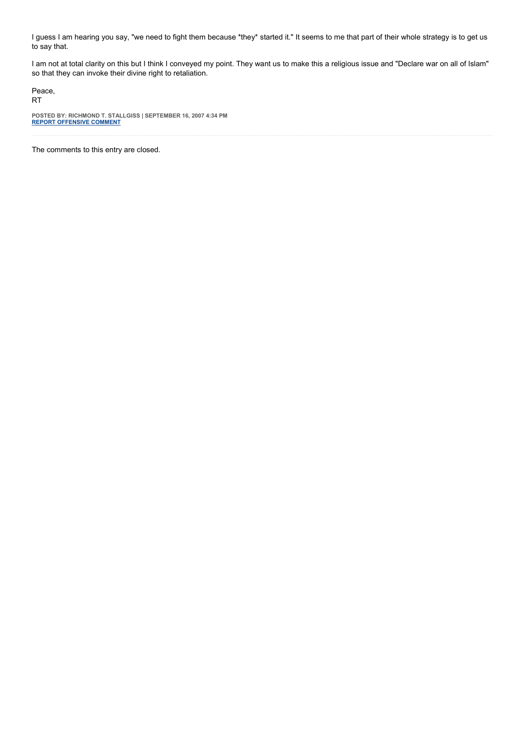I guess I am hearing you say, "we need to fight them because *they* started it." It seems to me that part of their whole strategy is to get us to say that.

I am not at total clarity on this but I think I conveyed my point. They want us to make this a religious issue and "Declare war on all of Islam" so that they can invoke their divine right to retaliation.

Peace,
RT

**POSTED BY: RICHMOND T. STALLGISS | SEPTEMBER 16, 2007 4:34 PM**
**REPORT OFFENSIVE COMMENT**

---

The comments to this entry are closed.